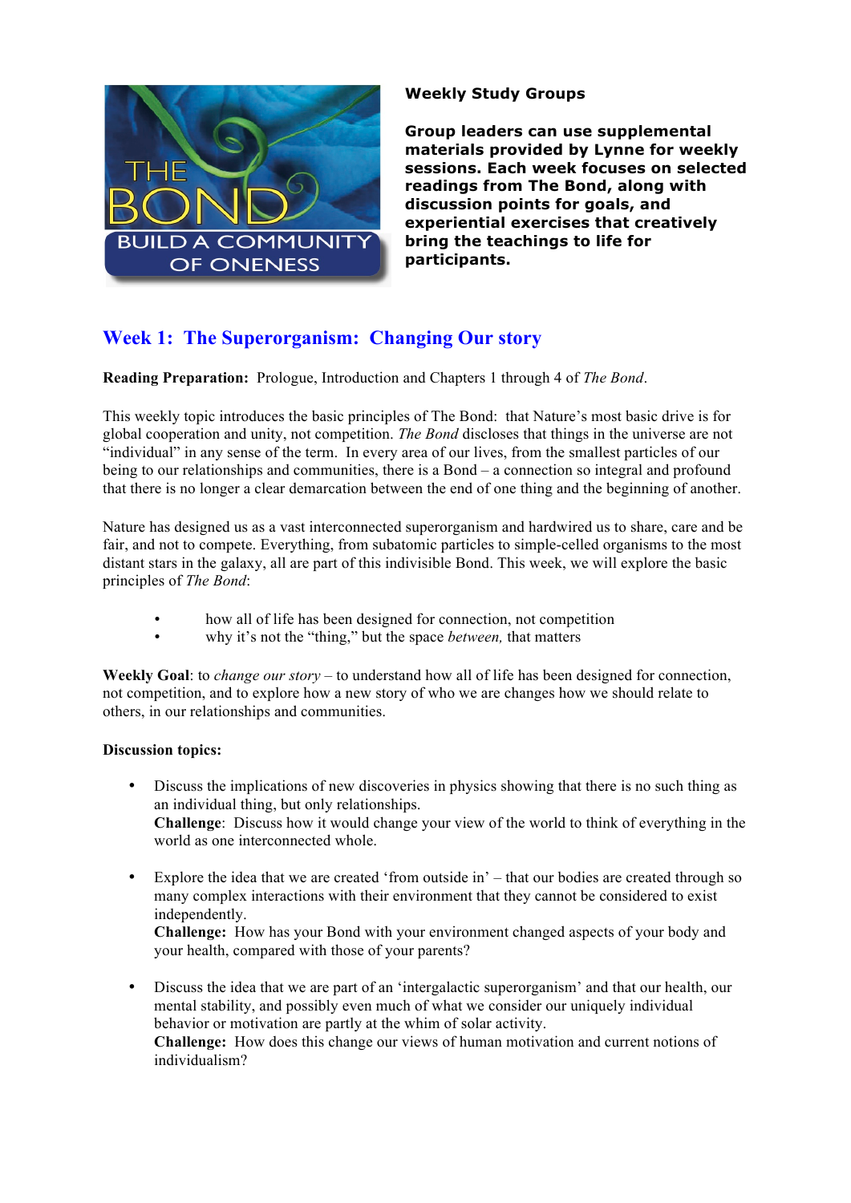THE BOND

BUILD A COMMUNITY OF ONENESS

**Weekly Study Groups**

**Group leaders can use supplemental materials provided by Lynne for weekly sessions. Each week focuses on selected readings from The Bond, along with discussion points for goals, and experiential exercises that creatively bring the teachings to life for participants.**

## Week 1: The Superorganism: Changing Our story

**Reading Preparation:** Prologue, Introduction and Chapters 1 through 4 of *The Bond*.

This weekly topic introduces the basic principles of The Bond: that Nature's most basic drive is for global cooperation and unity, not competition. *The Bond* discloses that things in the universe are not "individual" in any sense of the term. In every area of our lives, from the smallest particles of our being to our relationships and communities, there is a Bond – a connection so integral and profound that there is no longer a clear demarcation between the end of one thing and the beginning of another.

Nature has designed us as a vast interconnected superorganism and hardwired us to share, care and be fair, and not to compete. Everything, from subatomic particles to simple-celled organisms to the most distant stars in the galaxy, all are part of this indivisible Bond. This week, we will explore the basic principles of *The Bond*:

- how all of life has been designed for connection, not competition
- why it's not the "thing," but the space *between,* that matters

**Weekly Goal**: to *change our story* – to understand how all of life has been designed for connection, not competition, and to explore how a new story of who we are changes how we should relate to others, in our relationships and communities.

**Discussion topics:**

- Discuss the implications of new discoveries in physics showing that there is no such thing as an individual thing, but only relationships.
  **Challenge**: Discuss how it would change your view of the world to think of everything in the world as one interconnected whole.

- Explore the idea that we are created 'from outside in' – that our bodies are created through so many complex interactions with their environment that they cannot be considered to exist independently.
  **Challenge:** How has your Bond with your environment changed aspects of your body and your health, compared with those of your parents?

- Discuss the idea that we are part of an 'intergalactic superorganism' and that our health, our mental stability, and possibly even much of what we consider our uniquely individual behavior or motivation are partly at the whim of solar activity.
  **Challenge:** How does this change our views of human motivation and current notions of individualism?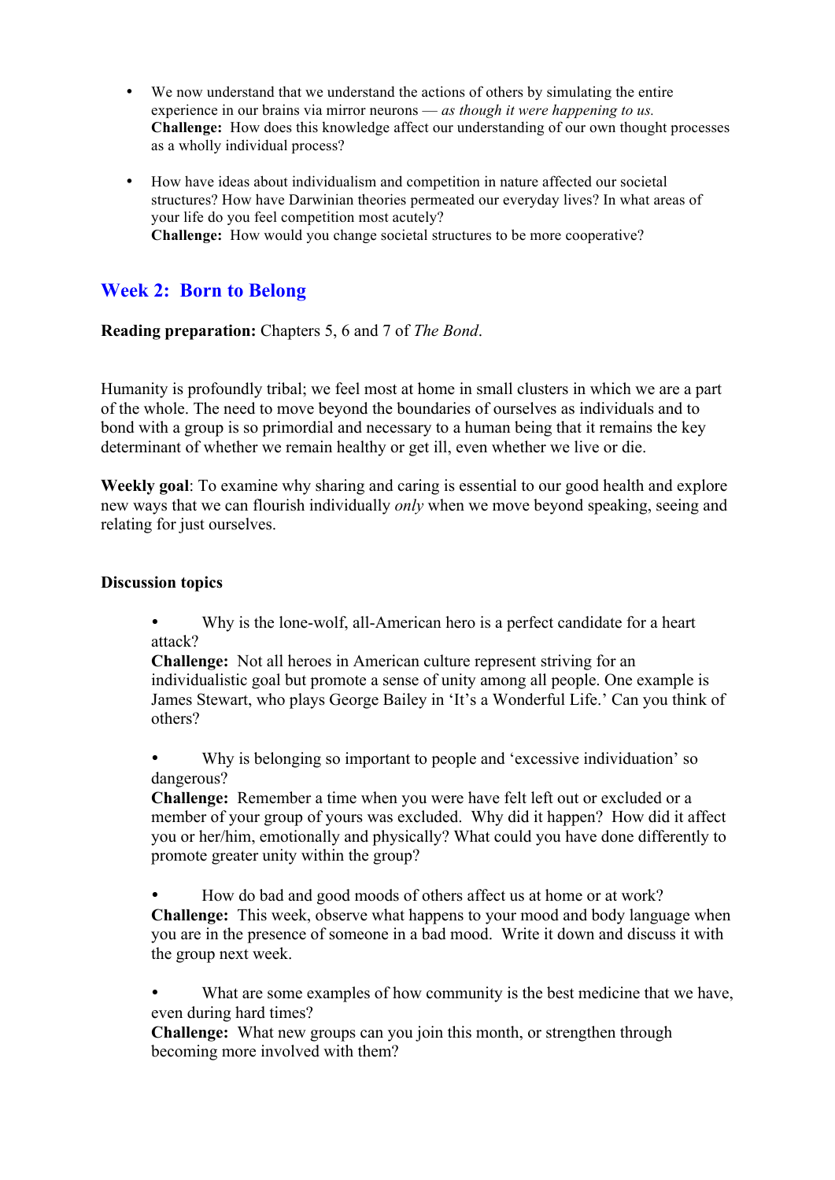- We now understand that we understand the actions of others by simulating the entire experience in our brains via mirror neurons — *as though it were happening to us.*
  **Challenge:** How does this knowledge affect our understanding of our own thought processes as a wholly individual process?

- How have ideas about individualism and competition in nature affected our societal structures? How have Darwinian theories permeated our everyday lives? In what areas of your life do you feel competition most acutely?
  **Challenge:** How would you change societal structures to be more cooperative?

## Week 2: Born to Belong

**Reading preparation:** Chapters 5, 6 and 7 of *The Bond*.

Humanity is profoundly tribal; we feel most at home in small clusters in which we are a part of the whole. The need to move beyond the boundaries of ourselves as individuals and to bond with a group is so primordial and necessary to a human being that it remains the key determinant of whether we remain healthy or get ill, even whether we live or die.

**Weekly goal**: To examine why sharing and caring is essential to our good health and explore new ways that we can flourish individually *only* when we move beyond speaking, seeing and relating for just ourselves.

**Discussion topics**

- Why is the lone-wolf, all-American hero is a perfect candidate for a heart attack?
  **Challenge:** Not all heroes in American culture represent striving for an individualistic goal but promote a sense of unity among all people. One example is James Stewart, who plays George Bailey in 'It's a Wonderful Life.' Can you think of others?

- Why is belonging so important to people and 'excessive individuation' so dangerous?
  **Challenge:** Remember a time when you were have felt left out or excluded or a member of your group of yours was excluded. Why did it happen? How did it affect you or her/him, emotionally and physically? What could you have done differently to promote greater unity within the group?

- How do bad and good moods of others affect us at home or at work?
  **Challenge:** This week, observe what happens to your mood and body language when you are in the presence of someone in a bad mood. Write it down and discuss it with the group next week.

- What are some examples of how community is the best medicine that we have, even during hard times?
  **Challenge:** What new groups can you join this month, or strengthen through becoming more involved with them?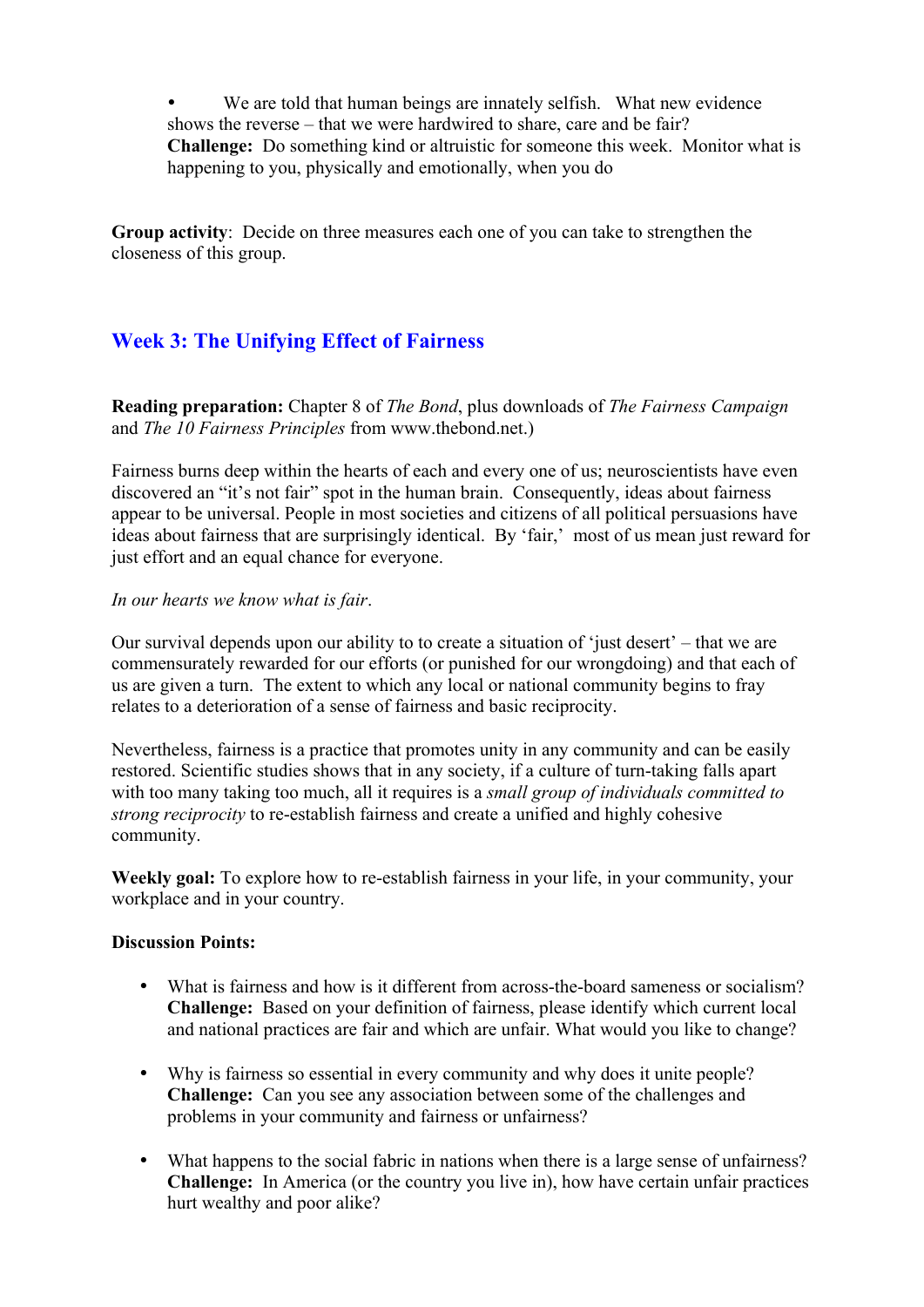- We are told that human beings are innately selfish. What new evidence shows the reverse – that we were hardwired to share, care and be fair?
  **Challenge:** Do something kind or altruistic for someone this week. Monitor what is happening to you, physically and emotionally, when you do

**Group activity**: Decide on three measures each one of you can take to strengthen the closeness of this group.

## Week 3: The Unifying Effect of Fairness

**Reading preparation:** Chapter 8 of *The Bond*, plus downloads of *The Fairness Campaign* and *The 10 Fairness Principles* from www.thebond.net.)

Fairness burns deep within the hearts of each and every one of us; neuroscientists have even discovered an "it's not fair" spot in the human brain. Consequently, ideas about fairness appear to be universal. People in most societies and citizens of all political persuasions have ideas about fairness that are surprisingly identical. By 'fair,' most of us mean just reward for just effort and an equal chance for everyone.

*In our hearts we know what is fair*.

Our survival depends upon our ability to to create a situation of 'just desert' – that we are commensurately rewarded for our efforts (or punished for our wrongdoing) and that each of us are given a turn. The extent to which any local or national community begins to fray relates to a deterioration of a sense of fairness and basic reciprocity.

Nevertheless, fairness is a practice that promotes unity in any community and can be easily restored. Scientific studies shows that in any society, if a culture of turn-taking falls apart with too many taking too much, all it requires is a *small group of individuals committed to strong reciprocity* to re-establish fairness and create a unified and highly cohesive community.

**Weekly goal:** To explore how to re-establish fairness in your life, in your community, your workplace and in your country.

**Discussion Points:**

- What is fairness and how is it different from across-the-board sameness or socialism?
  **Challenge:** Based on your definition of fairness, please identify which current local and national practices are fair and which are unfair. What would you like to change?

- Why is fairness so essential in every community and why does it unite people?
  **Challenge:** Can you see any association between some of the challenges and problems in your community and fairness or unfairness?

- What happens to the social fabric in nations when there is a large sense of unfairness?
  **Challenge:** In America (or the country you live in), how have certain unfair practices hurt wealthy and poor alike?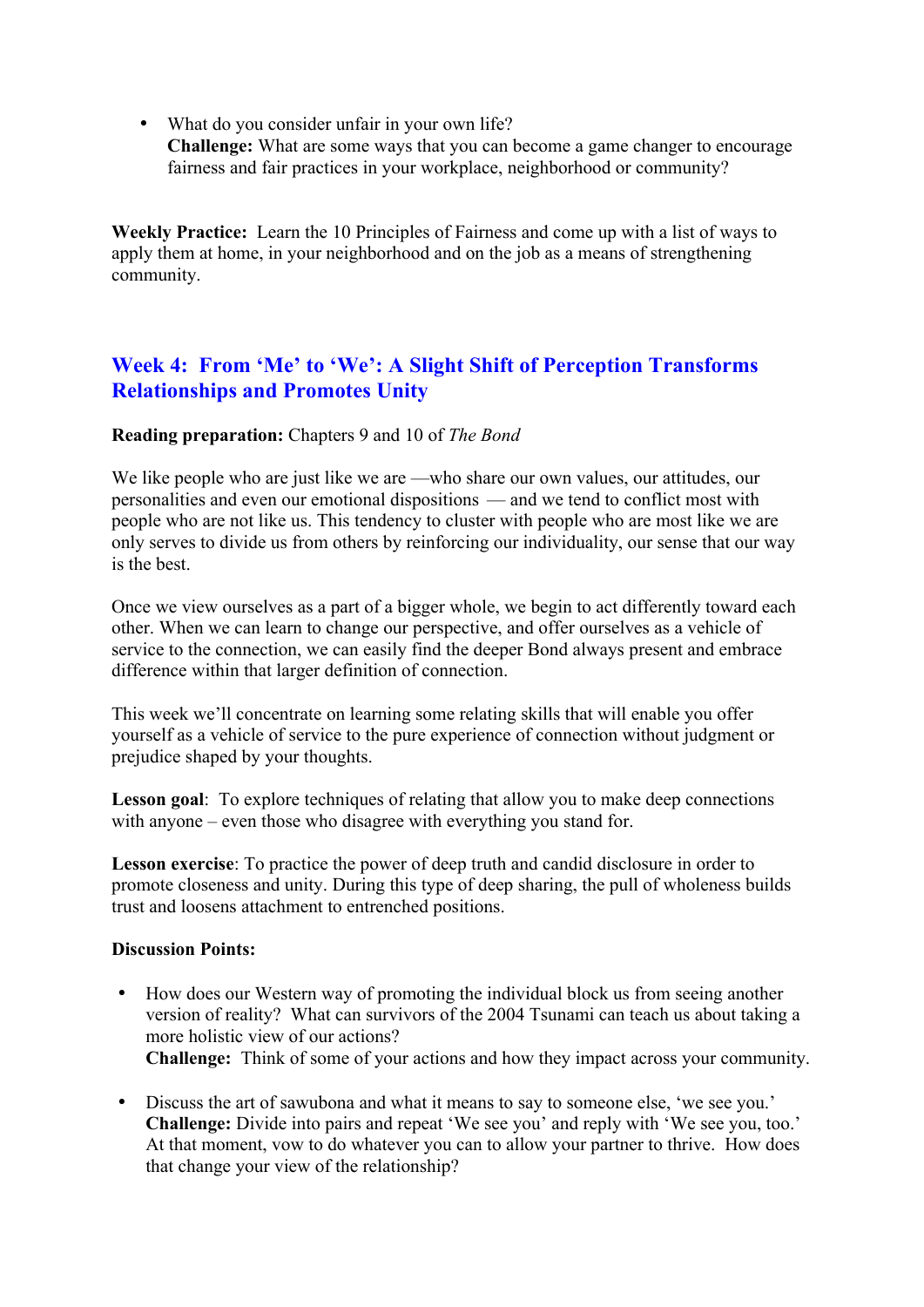- What do you consider unfair in your own life?
  **Challenge:** What are some ways that you can become a game changer to encourage fairness and fair practices in your workplace, neighborhood or community?

**Weekly Practice:** Learn the 10 Principles of Fairness and come up with a list of ways to apply them at home, in your neighborhood and on the job as a means of strengthening community.

## Week 4: From 'Me' to 'We': A Slight Shift of Perception Transforms Relationships and Promotes Unity

**Reading preparation:** Chapters 9 and 10 of *The Bond*

We like people who are just like we are —who share our own values, our attitudes, our personalities and even our emotional dispositions — and we tend to conflict most with people who are not like us. This tendency to cluster with people who are most like we are only serves to divide us from others by reinforcing our individuality, our sense that our way is the best.

Once we view ourselves as a part of a bigger whole, we begin to act differently toward each other. When we can learn to change our perspective, and offer ourselves as a vehicle of service to the connection, we can easily find the deeper Bond always present and embrace difference within that larger definition of connection.

This week we'll concentrate on learning some relating skills that will enable you offer yourself as a vehicle of service to the pure experience of connection without judgment or prejudice shaped by your thoughts.

**Lesson goal**: To explore techniques of relating that allow you to make deep connections with anyone – even those who disagree with everything you stand for.

**Lesson exercise**: To practice the power of deep truth and candid disclosure in order to promote closeness and unity. During this type of deep sharing, the pull of wholeness builds trust and loosens attachment to entrenched positions.

**Discussion Points:**

- How does our Western way of promoting the individual block us from seeing another version of reality? What can survivors of the 2004 Tsunami can teach us about taking a more holistic view of our actions?
  **Challenge:** Think of some of your actions and how they impact across your community.

- Discuss the art of sawubona and what it means to say to someone else, 'we see you.'
  **Challenge:** Divide into pairs and repeat 'We see you' and reply with 'We see you, too.' At that moment, vow to do whatever you can to allow your partner to thrive. How does that change your view of the relationship?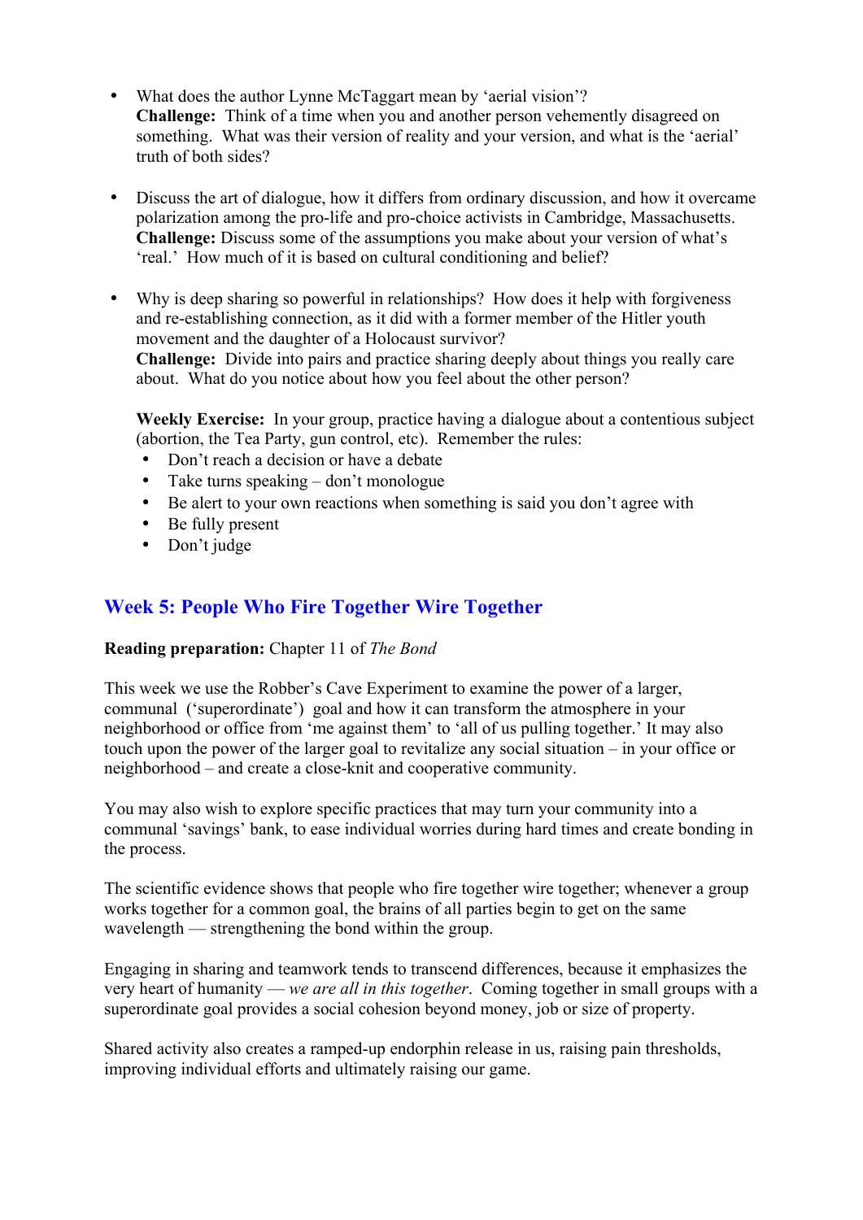- What does the author Lynne McTaggart mean by 'aerial vision'?
  **Challenge:** Think of a time when you and another person vehemently disagreed on something. What was their version of reality and your version, and what is the 'aerial' truth of both sides?

- Discuss the art of dialogue, how it differs from ordinary discussion, and how it overcame polarization among the pro-life and pro-choice activists in Cambridge, Massachusetts.
  **Challenge:** Discuss some of the assumptions you make about your version of what's 'real.' How much of it is based on cultural conditioning and belief?

- Why is deep sharing so powerful in relationships? How does it help with forgiveness and re-establishing connection, as it did with a former member of the Hitler youth movement and the daughter of a Holocaust survivor?
  **Challenge:** Divide into pairs and practice sharing deeply about things you really care about. What do you notice about how you feel about the other person?

  **Weekly Exercise:** In your group, practice having a dialogue about a contentious subject (abortion, the Tea Party, gun control, etc). Remember the rules:
  - Don't reach a decision or have a debate
  - Take turns speaking – don't monologue
  - Be alert to your own reactions when something is said you don't agree with
  - Be fully present
  - Don't judge

## Week 5: People Who Fire Together Wire Together

**Reading preparation:** Chapter 11 of *The Bond*

This week we use the Robber's Cave Experiment to examine the power of a larger, communal ('superordinate') goal and how it can transform the atmosphere in your neighborhood or office from 'me against them' to 'all of us pulling together.' It may also touch upon the power of the larger goal to revitalize any social situation – in your office or neighborhood – and create a close-knit and cooperative community.

You may also wish to explore specific practices that may turn your community into a communal 'savings' bank, to ease individual worries during hard times and create bonding in the process.

The scientific evidence shows that people who fire together wire together; whenever a group works together for a common goal, the brains of all parties begin to get on the same wavelength — strengthening the bond within the group.

Engaging in sharing and teamwork tends to transcend differences, because it emphasizes the very heart of humanity — *we are all in this together*. Coming together in small groups with a superordinate goal provides a social cohesion beyond money, job or size of property.

Shared activity also creates a ramped-up endorphin release in us, raising pain thresholds, improving individual efforts and ultimately raising our game.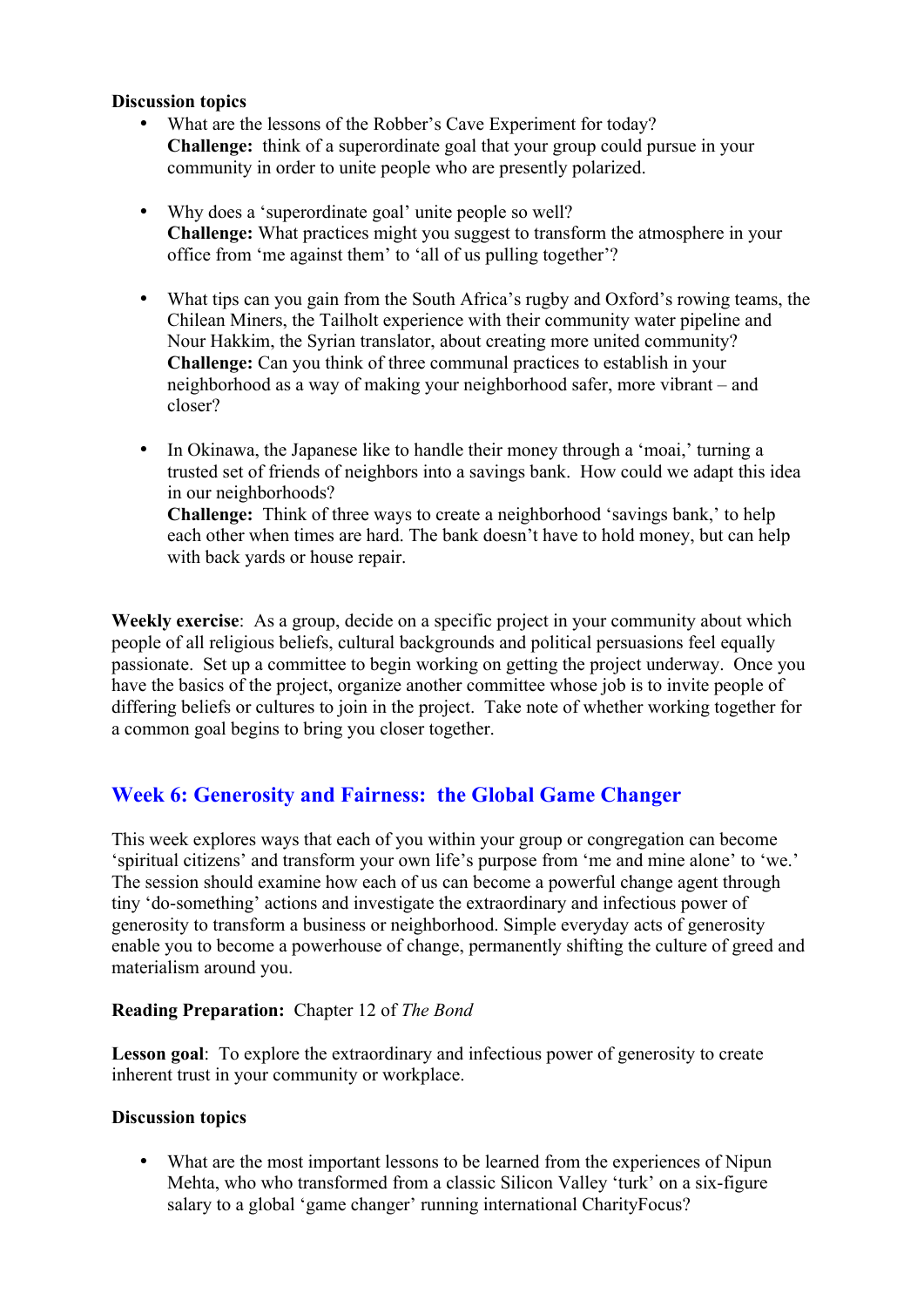**Discussion topics**

- What are the lessons of the Robber's Cave Experiment for today?
  **Challenge:** think of a superordinate goal that your group could pursue in your community in order to unite people who are presently polarized.

- Why does a 'superordinate goal' unite people so well?
  **Challenge:** What practices might you suggest to transform the atmosphere in your office from 'me against them' to 'all of us pulling together'?

- What tips can you gain from the South Africa's rugby and Oxford's rowing teams, the Chilean Miners, the Tailholt experience with their community water pipeline and Nour Hakkim, the Syrian translator, about creating more united community?
  **Challenge:** Can you think of three communal practices to establish in your neighborhood as a way of making your neighborhood safer, more vibrant – and closer?

- In Okinawa, the Japanese like to handle their money through a 'moai,' turning a trusted set of friends of neighbors into a savings bank. How could we adapt this idea in our neighborhoods?
  **Challenge:** Think of three ways to create a neighborhood 'savings bank,' to help each other when times are hard. The bank doesn't have to hold money, but can help with back yards or house repair.

**Weekly exercise**: As a group, decide on a specific project in your community about which people of all religious beliefs, cultural backgrounds and political persuasions feel equally passionate. Set up a committee to begin working on getting the project underway. Once you have the basics of the project, organize another committee whose job is to invite people of differing beliefs or cultures to join in the project. Take note of whether working together for a common goal begins to bring you closer together.

## Week 6: Generosity and Fairness: the Global Game Changer

This week explores ways that each of you within your group or congregation can become 'spiritual citizens' and transform your own life's purpose from 'me and mine alone' to 'we.' The session should examine how each of us can become a powerful change agent through tiny 'do-something' actions and investigate the extraordinary and infectious power of generosity to transform a business or neighborhood. Simple everyday acts of generosity enable you to become a powerhouse of change, permanently shifting the culture of greed and materialism around you.

**Reading Preparation:** Chapter 12 of *The Bond*

**Lesson goal**: To explore the extraordinary and infectious power of generosity to create inherent trust in your community or workplace.

**Discussion topics**

- What are the most important lessons to be learned from the experiences of Nipun Mehta, who who transformed from a classic Silicon Valley 'turk' on a six-figure salary to a global 'game changer' running international CharityFocus?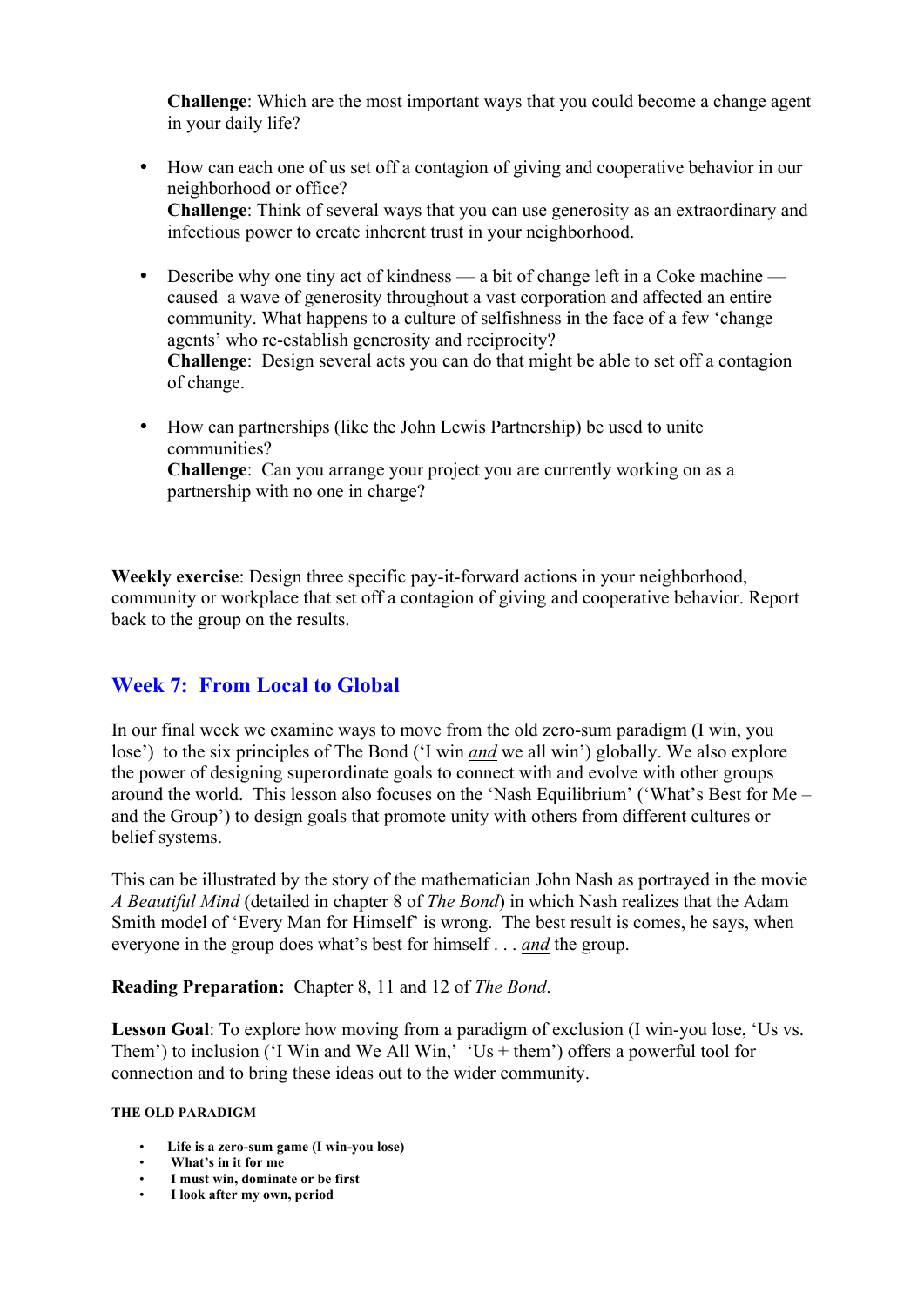**Challenge**: Which are the most important ways that you could become a change agent in your daily life?

- How can each one of us set off a contagion of giving and cooperative behavior in our neighborhood or office?
  **Challenge**: Think of several ways that you can use generosity as an extraordinary and infectious power to create inherent trust in your neighborhood.

- Describe why one tiny act of kindness — a bit of change left in a Coke machine — caused a wave of generosity throughout a vast corporation and affected an entire community. What happens to a culture of selfishness in the face of a few 'change agents' who re-establish generosity and reciprocity?
  **Challenge**: Design several acts you can do that might be able to set off a contagion of change.

- How can partnerships (like the John Lewis Partnership) be used to unite communities?
  **Challenge**: Can you arrange your project you are currently working on as a partnership with no one in charge?

**Weekly exercise**: Design three specific pay-it-forward actions in your neighborhood, community or workplace that set off a contagion of giving and cooperative behavior. Report back to the group on the results.

## Week 7: From Local to Global

In our final week we examine ways to move from the old zero-sum paradigm (I win, you lose') to the six principles of The Bond ('I win *and* we all win') globally. We also explore the power of designing superordinate goals to connect with and evolve with other groups around the world. This lesson also focuses on the 'Nash Equilibrium' ('What's Best for Me – and the Group') to design goals that promote unity with others from different cultures or belief systems.

This can be illustrated by the story of the mathematician John Nash as portrayed in the movie *A Beautiful Mind* (detailed in chapter 8 of *The Bond*) in which Nash realizes that the Adam Smith model of 'Every Man for Himself' is wrong. The best result is comes, he says, when everyone in the group does what's best for himself . . . *and* the group.

**Reading Preparation:** Chapter 8, 11 and 12 of *The Bond*.

**Lesson Goal**: To explore how moving from a paradigm of exclusion (I win-you lose, 'Us vs. Them') to inclusion ('I Win and We All Win,' 'Us + them') offers a powerful tool for connection and to bring these ideas out to the wider community.

**THE OLD PARADIGM**

- **Life is a zero-sum game (I win-you lose)**
- **What's in it for me**
- **I must win, dominate or be first**
- **I look after my own, period**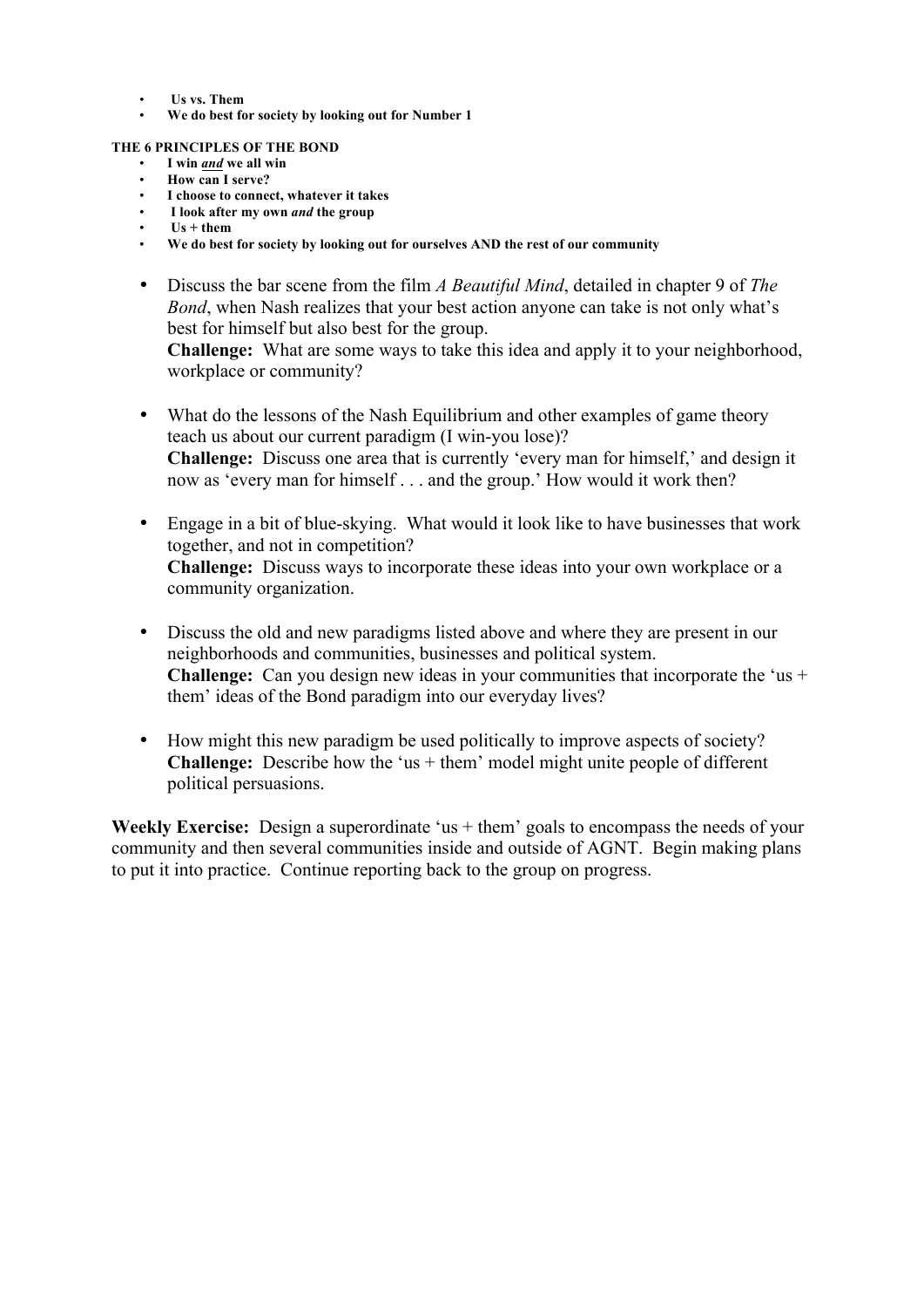- **Us vs. Them**
- **We do best for society by looking out for Number 1**

**THE 6 PRINCIPLES OF THE BOND**

- **I win *and* we all win**
- **How can I serve?**
- **I choose to connect, whatever it takes**
- **I look after my own *and* the group**
- **Us + them**
- **We do best for society by looking out for ourselves AND the rest of our community**

- Discuss the bar scene from the film *A Beautiful Mind*, detailed in chapter 9 of *The Bond*, when Nash realizes that your best action anyone can take is not only what's best for himself but also best for the group.
  **Challenge:** What are some ways to take this idea and apply it to your neighborhood, workplace or community?

- What do the lessons of the Nash Equilibrium and other examples of game theory teach us about our current paradigm (I win-you lose)?
  **Challenge:** Discuss one area that is currently 'every man for himself,' and design it now as 'every man for himself . . . and the group.' How would it work then?

- Engage in a bit of blue-skying. What would it look like to have businesses that work together, and not in competition?
  **Challenge:** Discuss ways to incorporate these ideas into your own workplace or a community organization.

- Discuss the old and new paradigms listed above and where they are present in our neighborhoods and communities, businesses and political system.
  **Challenge:** Can you design new ideas in your communities that incorporate the 'us + them' ideas of the Bond paradigm into our everyday lives?

- How might this new paradigm be used politically to improve aspects of society?
  **Challenge:** Describe how the 'us + them' model might unite people of different political persuasions.

**Weekly Exercise:** Design a superordinate 'us + them' goals to encompass the needs of your community and then several communities inside and outside of AGNT. Begin making plans to put it into practice. Continue reporting back to the group on progress.